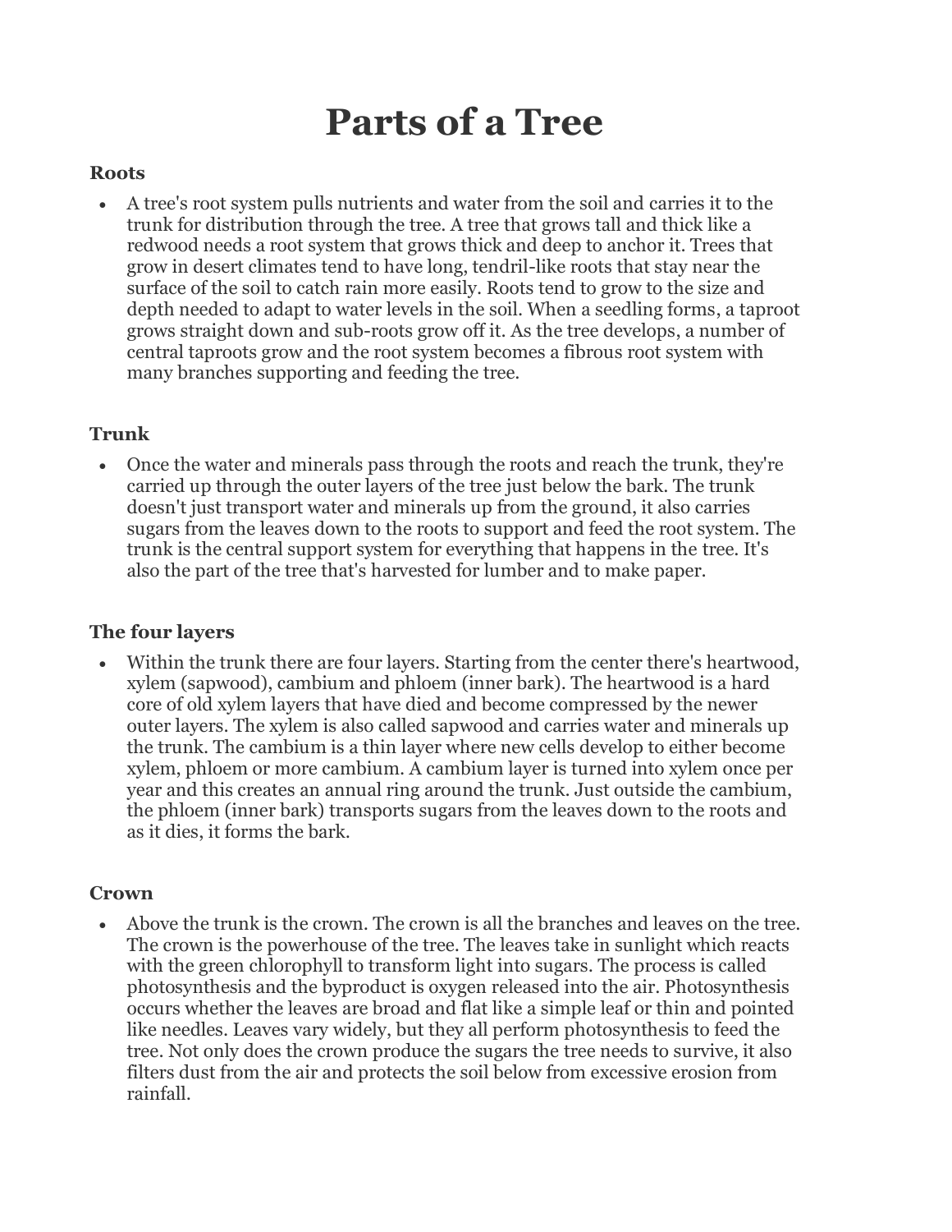# Parts of a Tree

### Roots

- A tree's root system pulls nutrients and water from the soil and carries it to the trunk for distribution through the tree. A tree that grows tall and thick like a redwood needs a root system that grows thick and deep to anchor it. Trees that grow in desert climates tend to have long, tendril-like roots that stay near the surface of the soil to catch rain more easily. Roots tend to grow to the size and depth needed to adapt to water levels in the soil. When a seedling forms, a taproot grows straight down and sub-roots grow off it. As the tree develops, a number of central taproots grow and the root system becomes a fibrous root system with many branches supporting and feeding the tree.

### Trunk

- Once the water and minerals pass through the roots and reach the trunk, they're carried up through the outer layers of the tree just below the bark. The trunk doesn't just transport water and minerals up from the ground, it also carries sugars from the leaves down to the roots to support and feed the root system. The trunk is the central support system for everything that happens in the tree. It's also the part of the tree that's harvested for lumber and to make paper.

### The four layers

- Within the trunk there are four layers. Starting from the center there's heartwood, xylem (sapwood), cambium and phloem (inner bark). The heartwood is a hard core of old xylem layers that have died and become compressed by the newer outer layers. The xylem is also called sapwood and carries water and minerals up the trunk. The cambium is a thin layer where new cells develop to either become xylem, phloem or more cambium. A cambium layer is turned into xylem once per year and this creates an annual ring around the trunk. Just outside the cambium, the phloem (inner bark) transports sugars from the leaves down to the roots and as it dies, it forms the bark.

### Crown

- Above the trunk is the crown. The crown is all the branches and leaves on the tree. The crown is the powerhouse of the tree. The leaves take in sunlight which reacts with the green chlorophyll to transform light into sugars. The process is called photosynthesis and the byproduct is oxygen released into the air. Photosynthesis occurs whether the leaves are broad and flat like a simple leaf or thin and pointed like needles. Leaves vary widely, but they all perform photosynthesis to feed the tree. Not only does the crown produce the sugars the tree needs to survive, it also filters dust from the air and protects the soil below from excessive erosion from rainfall.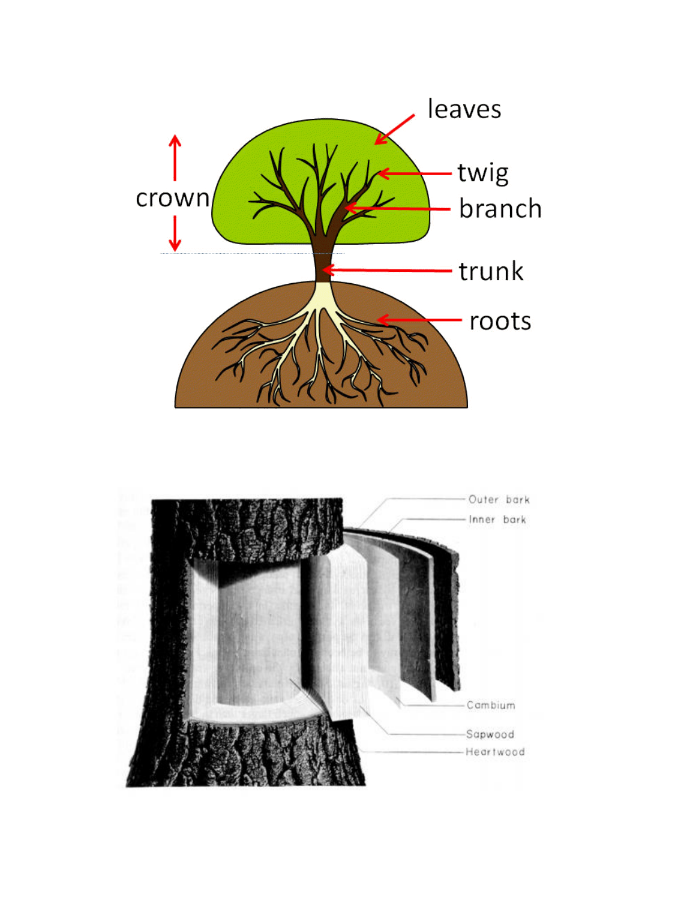leaves

twig

branch

crown

trunk

roots

Outer bark

Inner bark

Cambium

Sapwood

Heartwood